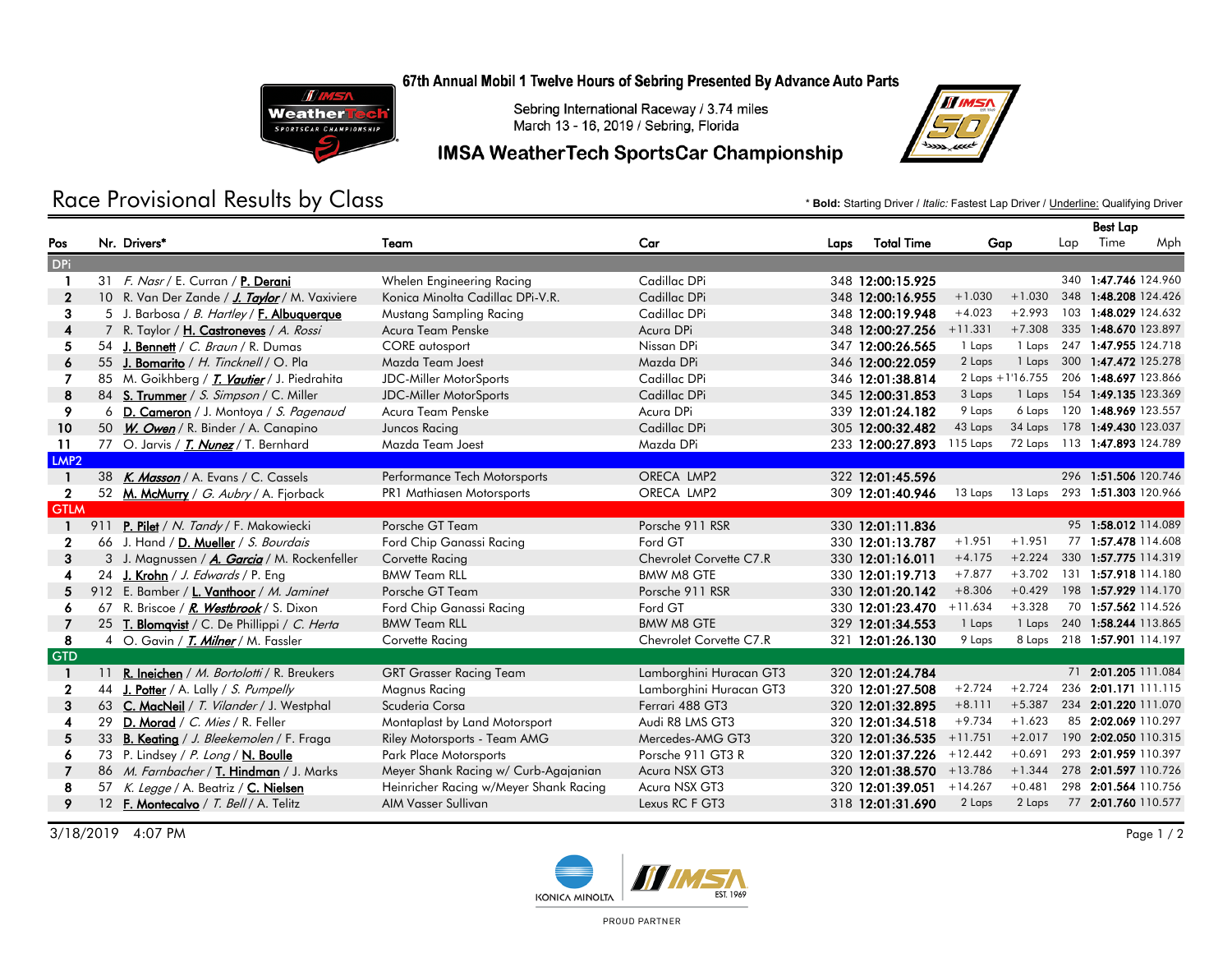67th Annual Mobil 1 Twelve Hours of Sebring Presented By Advance Auto Parts

Sebring International Raceway / 3.74 miles
March 13 - 16, 2019 / Sebring, Florida

## IMSA WeatherTech SportsCar Championship

# Race Provisional Results by Class

\* **Bold:** Starting Driver / *Italic:* Fastest Lap Driver / Underline: Qualifying Driver

| Pos | Nr. | Drivers* | Team | Car | Laps | Total Time | Gap | | Best Lap Lap | Time | Mph |
|---|---|---|---|---|---|---|---|---|---|---|---|
| **DPi** | | | | | | | | | | | |
| 1 | 31 | *F. Nasr* / E. Curran / **P. Derani** | Whelen Engineering Racing | Cadillac DPi | 348 | 12:00:15.925 | | | 340 | 1:47.746 | 124.960 |
| 2 | 10 | R. Van Der Zande / ***J. Taylor*** / M. Vaxiviere | Konica Minolta Cadillac DPi-V.R. | Cadillac DPi | 348 | 12:00:16.955 | +1.030 | +1.030 | 348 | 1:48.208 | 124.426 |
| 3 | 5 | J. Barbosa / *B. Hartley* / **F. Albuquerque** | Mustang Sampling Racing | Cadillac DPi | 348 | 12:00:19.948 | +4.023 | +2.993 | 103 | 1:48.029 | 124.632 |
| 4 | 7 | R. Taylor / **H. Castroneves** / *A. Rossi* | Acura Team Penske | Acura DPi | 348 | 12:00:27.256 | +11.331 | +7.308 | 335 | 1:48.670 | 123.897 |
| 5 | 54 | **J. Bennett** / *C. Braun* / R. Dumas | CORE autosport | Nissan DPi | 347 | 12:00:26.565 | 1 Laps | 1 Laps | 247 | 1:47.955 | 124.718 |
| 6 | 55 | **J. Bomarito** / *H. Tincknell* / O. Pla | Mazda Team Joest | Mazda DPi | 346 | 12:00:22.059 | 2 Laps | 1 Laps | 300 | 1:47.472 | 125.278 |
| 7 | 85 | M. Goikhberg / ***T. Vautier*** / J. Piedrahita | JDC-Miller MotorSports | Cadillac DPi | 346 | 12:01:38.814 | 2 Laps | +1'16.755 | 206 | 1:48.697 | 123.866 |
| 8 | 84 | **S. Trummer** / *S. Simpson* / C. Miller | JDC-Miller MotorSports | Cadillac DPi | 345 | 12:00:31.853 | 3 Laps | 1 Laps | 154 | 1:49.135 | 123.369 |
| 9 | 6 | **D. Cameron** / J. Montoya / *S. Pagenaud* | Acura Team Penske | Acura DPi | 339 | 12:01:24.182 | 9 Laps | 6 Laps | 120 | 1:48.969 | 123.557 |
| 10 | 50 | ***W. Owen*** / R. Binder / A. Canapino | Juncos Racing | Cadillac DPi | 305 | 12:00:32.482 | 43 Laps | 34 Laps | 178 | 1:49.430 | 123.037 |
| 11 | 77 | O. Jarvis / ***T. Nunez*** / T. Bernhard | Mazda Team Joest | Mazda DPi | 233 | 12:00:27.893 | 115 Laps | 72 Laps | 113 | 1:47.893 | 124.789 |
| **LMP2** | | | | | | | | | | | |
| 1 | 38 | ***K. Masson*** / A. Evans / C. Cassels | Performance Tech Motorsports | ORECA LMP2 | 322 | 12:01:45.596 | | | 296 | 1:51.506 | 120.746 |
| 2 | 52 | **M. McMurry** / *G. Aubry* / A. Fjorback | PR1 Mathiasen Motorsports | ORECA LMP2 | 309 | 12:01:40.946 | 13 Laps | 13 Laps | 293 | 1:51.303 | 120.966 |
| **GTLM** | | | | | | | | | | | |
| 1 | 911 | **P. Pilet** / *N. Tandy* / F. Makowiecki | Porsche GT Team | Porsche 911 RSR | 330 | 12:01:11.836 | | | 95 | 1:58.012 | 114.089 |
| 2 | 66 | J. Hand / **D. Mueller** / *S. Bourdais* | Ford Chip Ganassi Racing | Ford GT | 330 | 12:01:13.787 | +1.951 | +1.951 | 77 | 1:57.478 | 114.608 |
| 3 | 3 | J. Magnussen / ***A. Garcia*** / M. Rockenfeller | Corvette Racing | Chevrolet Corvette C7.R | 330 | 12:01:16.011 | +4.175 | +2.224 | 330 | 1:57.775 | 114.319 |
| 4 | 24 | **J. Krohn** / *J. Edwards* / P. Eng | BMW Team RLL | BMW M8 GTE | 330 | 12:01:19.713 | +7.877 | +3.702 | 131 | 1:57.918 | 114.180 |
| 5 | 912 | E. Bamber / **L. Vanthoor** / *M. Jaminet* | Porsche GT Team | Porsche 911 RSR | 330 | 12:01:20.142 | +8.306 | +0.429 | 198 | 1:57.929 | 114.170 |
| 6 | 67 | R. Briscoe / ***R. Westbrook*** / S. Dixon | Ford Chip Ganassi Racing | Ford GT | 330 | 12:01:23.470 | +11.634 | +3.328 | 70 | 1:57.562 | 114.526 |
| 7 | 25 | **T. Blomqvist** / C. De Phillippi / *C. Herta* | BMW Team RLL | BMW M8 GTE | 329 | 12:01:34.553 | 1 Laps | 1 Laps | 240 | 1:58.244 | 113.865 |
| 8 | 4 | O. Gavin / ***T. Milner*** / M. Fassler | Corvette Racing | Chevrolet Corvette C7.R | 321 | 12:01:26.130 | 9 Laps | 8 Laps | 218 | 1:57.901 | 114.197 |
| **GTD** | | | | | | | | | | | |
| 1 | 11 | **R. Ineichen** / *M. Bortolotti* / R. Breukers | GRT Grasser Racing Team | Lamborghini Huracan GT3 | 320 | 12:01:24.784 | | | 71 | 2:01.205 | 111.084 |
| 2 | 44 | **J. Potter** / A. Lally / *S. Pumpelly* | Magnus Racing | Lamborghini Huracan GT3 | 320 | 12:01:27.508 | +2.724 | +2.724 | 236 | 2:01.171 | 111.115 |
| 3 | 63 | **C. MacNeil** / *T. Vilander* / J. Westphal | Scuderia Corsa | Ferrari 488 GT3 | 320 | 12:01:32.895 | +8.111 | +5.387 | 234 | 2:01.220 | 111.070 |
| 4 | 29 | **D. Morad** / *C. Mies* / R. Feller | Montaplast by Land Motorsport | Audi R8 LMS GT3 | 320 | 12:01:34.518 | +9.734 | +1.623 | 85 | 2:02.069 | 110.297 |
| 5 | 33 | **B. Keating** / *J. Bleekemolen* / F. Fraga | Riley Motorsports - Team AMG | Mercedes-AMG GT3 | 320 | 12:01:36.535 | +11.751 | +2.017 | 190 | 2:02.050 | 110.315 |
| 6 | 73 | P. Lindsey / *P. Long* / **N. Boulle** | Park Place Motorsports | Porsche 911 GT3 R | 320 | 12:01:37.226 | +12.442 | +0.691 | 293 | 2:01.959 | 110.397 |
| 7 | 86 | *M. Farnbacher* / **T. Hindman** / J. Marks | Meyer Shank Racing w/ Curb-Agajanian | Acura NSX GT3 | 320 | 12:01:38.570 | +13.786 | +1.344 | 278 | 2:01.597 | 110.726 |
| 8 | 57 | *K. Legge* / A. Beatriz / **C. Nielsen** | Heinricher Racing w/Meyer Shank Racing | Acura NSX GT3 | 320 | 12:01:39.051 | +14.267 | +0.481 | 298 | 2:01.564 | 110.756 |
| 9 | 12 | **F. Montecalvo** / *T. Bell* / A. Telitz | AIM Vasser Sullivan | Lexus RC F GT3 | 318 | 12:01:31.690 | 2 Laps | 2 Laps | 77 | 2:01.760 | 110.577 |

3/18/2019 4:07 PM

KONICA MINOLTA | IMSA EST. 1969

PROUD PARTNER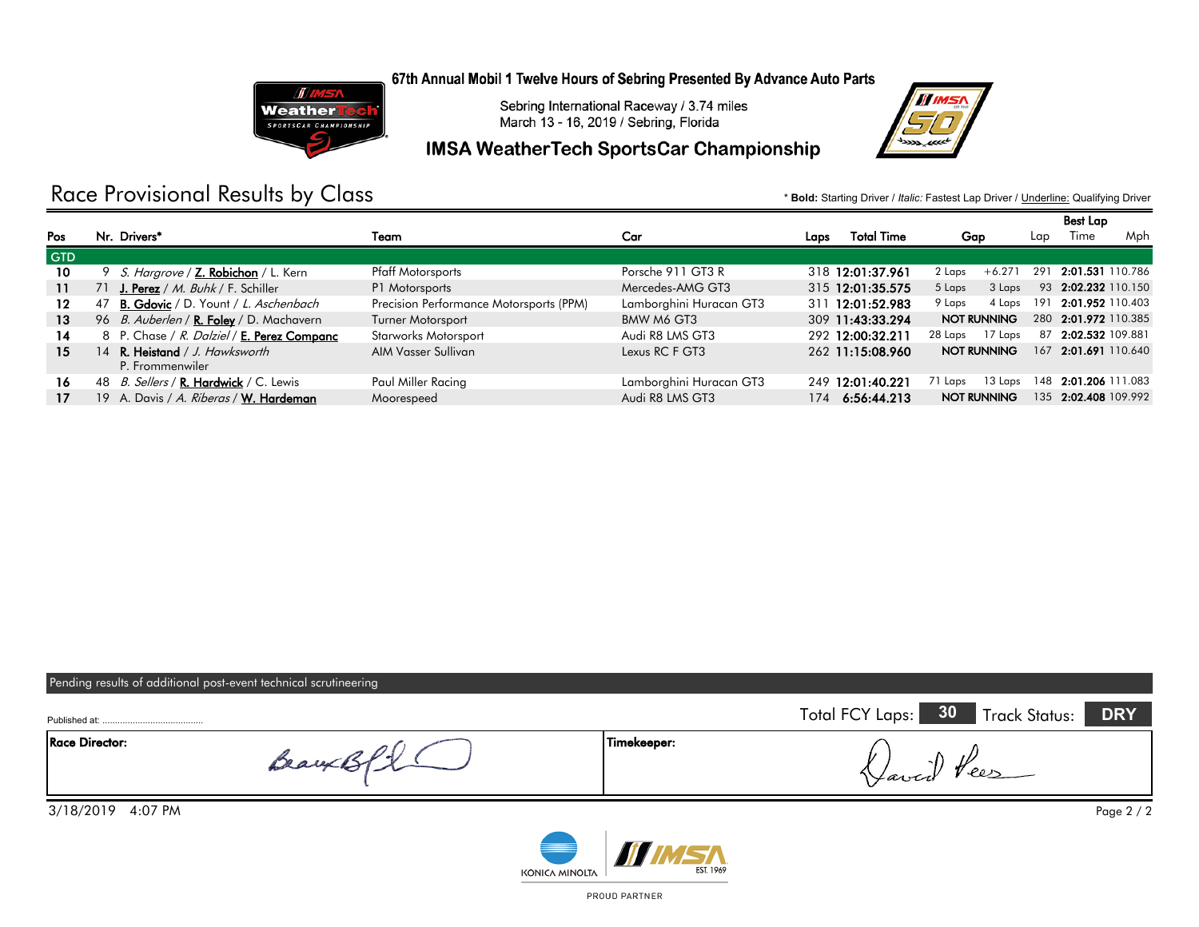67th Annual Mobil 1 Twelve Hours of Sebring Presented By Advance Auto Parts

Sebring International Raceway / 3.74 miles
March 13 - 16, 2019 / Sebring, Florida

## IMSA WeatherTech SportsCar Championship

# Race Provisional Results by Class

\* **Bold:** Starting Driver / *Italic:* Fastest Lap Driver / Underline: Qualifying Driver

| Pos | Nr. | Drivers* | Team | Car | Laps | Total Time | Gap | | Best Lap Lap | Best Lap Time | Best Lap Mph |
|---|---|---|---|---|---|---|---|---|---|---|---|
| **GTD** | | | | | | | | | | | |
| 10 | 9 | *S. Hargrove* / **Z. Robichon** / L. Kern | Pfaff Motorsports | Porsche 911 GT3 R | 318 | **12:01:37.961** | 2 Laps | +6.271 | 291 | **2:01.531** | 110.786 |
| 11 | 71 | **J. Perez** / *M. Buhk* / F. Schiller | P1 Motorsports | Mercedes-AMG GT3 | 315 | **12:01:35.575** | 5 Laps | 3 Laps | 93 | **2:02.232** | 110.150 |
| 12 | 47 | **B. Gdovic** / D. Yount / *L. Aschenbach* | Precision Performance Motorsports (PPM) | Lamborghini Huracan GT3 | 311 | **12:01:52.983** | 9 Laps | 4 Laps | 191 | **2:01.952** | 110.403 |
| 13 | 96 | *B. Auberlen* / **R. Foley** / D. Machavern | Turner Motorsport | BMW M6 GT3 | 309 | **11:43:33.294** | NOT RUNNING | | 280 | **2:01.972** | 110.385 |
| 14 | 8 | P. Chase / *R. Dalziel* / **E. Perez Companc** | Starworks Motorsport | Audi R8 LMS GT3 | 292 | **12:00:32.211** | 28 Laps | 17 Laps | 87 | **2:02.532** | 109.881 |
| 15 | 14 | **R. Heistand** / *J. Hawksworth* P. Frommenwiler | AIM Vasser Sullivan | Lexus RC F GT3 | 262 | **11:15:08.960** | NOT RUNNING | | 167 | **2:01.691** | 110.640 |
| 16 | 48 | *B. Sellers* / **R. Hardwick** / C. Lewis | Paul Miller Racing | Lamborghini Huracan GT3 | 249 | **12:01:40.221** | 71 Laps | 13 Laps | 148 | **2:01.206** | 111.083 |
| 17 | 19 | A. Davis / *A. Riberas* / **W. Hardeman** | Moorespeed | Audi R8 LMS GT3 | 174 | **6:56:44.213** | NOT RUNNING | | 135 | **2:02.408** | 109.992 |

Pending results of additional post-event technical scrutineering

Published at: ........................................

Total FCY Laps: **30** Track Status: **DRY**

**Race Director:** [signature]

**Timekeeper:** [signature]

3/18/2019 4:07 PM

KONICA MINOLTA — IMSA EST. 1969 — PROUD PARTNER